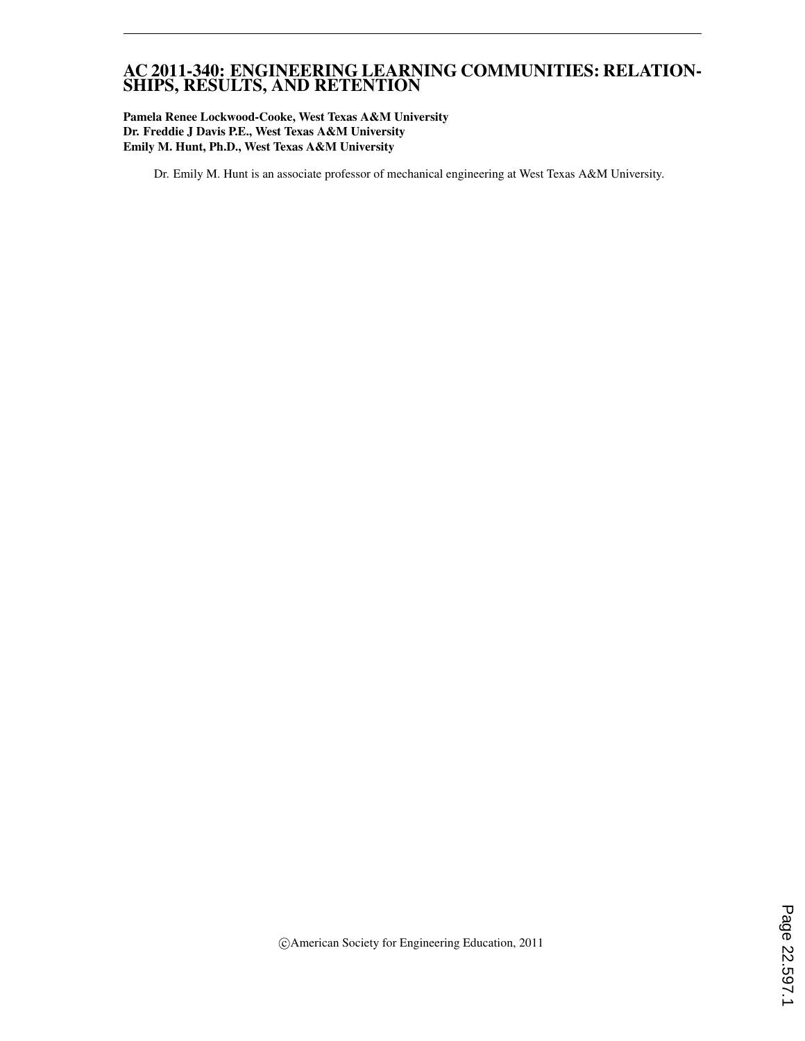# AC 2011-340: ENGINEERING LEARNING COMMUNITIES: RELATIONSHIPS, RESULTS, AND RETENTION

**Pamela Renee Lockwood-Cooke, West Texas A&M University**
**Dr. Freddie J Davis P.E., West Texas A&M University**
**Emily M. Hunt, Ph.D., West Texas A&M University**

Dr. Emily M. Hunt is an associate professor of mechanical engineering at West Texas A&M University.

©American Society for Engineering Education, 2011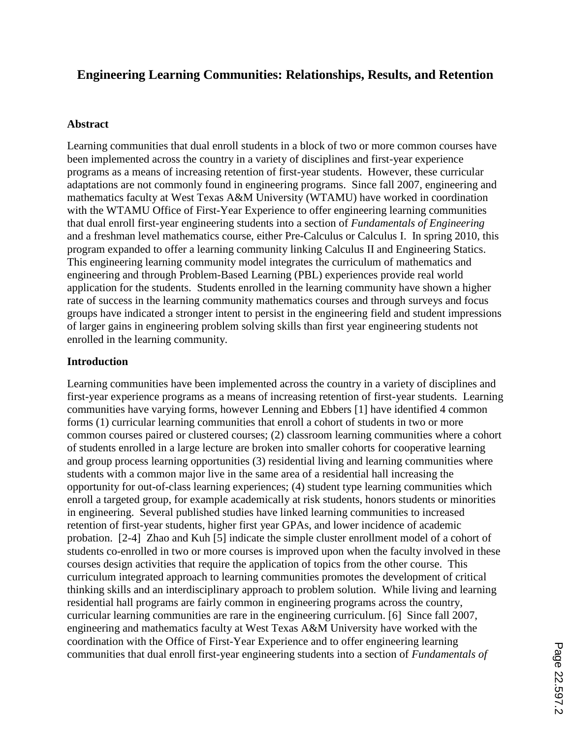# Engineering Learning Communities: Relationships, Results, and Retention

## Abstract

Learning communities that dual enroll students in a block of two or more common courses have been implemented across the country in a variety of disciplines and first-year experience programs as a means of increasing retention of first-year students. However, these curricular adaptations are not commonly found in engineering programs. Since fall 2007, engineering and mathematics faculty at West Texas A&M University (WTAMU) have worked in coordination with the WTAMU Office of First-Year Experience to offer engineering learning communities that dual enroll first-year engineering students into a section of *Fundamentals of Engineering* and a freshman level mathematics course, either Pre-Calculus or Calculus I. In spring 2010, this program expanded to offer a learning community linking Calculus II and Engineering Statics. This engineering learning community model integrates the curriculum of mathematics and engineering and through Problem-Based Learning (PBL) experiences provide real world application for the students. Students enrolled in the learning community have shown a higher rate of success in the learning community mathematics courses and through surveys and focus groups have indicated a stronger intent to persist in the engineering field and student impressions of larger gains in engineering problem solving skills than first year engineering students not enrolled in the learning community.

## Introduction

Learning communities have been implemented across the country in a variety of disciplines and first-year experience programs as a means of increasing retention of first-year students. Learning communities have varying forms, however Lenning and Ebbers [1] have identified 4 common forms (1) curricular learning communities that enroll a cohort of students in two or more common courses paired or clustered courses; (2) classroom learning communities where a cohort of students enrolled in a large lecture are broken into smaller cohorts for cooperative learning and group process learning opportunities (3) residential living and learning communities where students with a common major live in the same area of a residential hall increasing the opportunity for out-of-class learning experiences; (4) student type learning communities which enroll a targeted group, for example academically at risk students, honors students or minorities in engineering. Several published studies have linked learning communities to increased retention of first-year students, higher first year GPAs, and lower incidence of academic probation. [2-4] Zhao and Kuh [5] indicate the simple cluster enrollment model of a cohort of students co-enrolled in two or more courses is improved upon when the faculty involved in these courses design activities that require the application of topics from the other course. This curriculum integrated approach to learning communities promotes the development of critical thinking skills and an interdisciplinary approach to problem solution. While living and learning residential hall programs are fairly common in engineering programs across the country, curricular learning communities are rare in the engineering curriculum. [6] Since fall 2007, engineering and mathematics faculty at West Texas A&M University have worked with the coordination with the Office of First-Year Experience and to offer engineering learning communities that dual enroll first-year engineering students into a section of *Fundamentals of*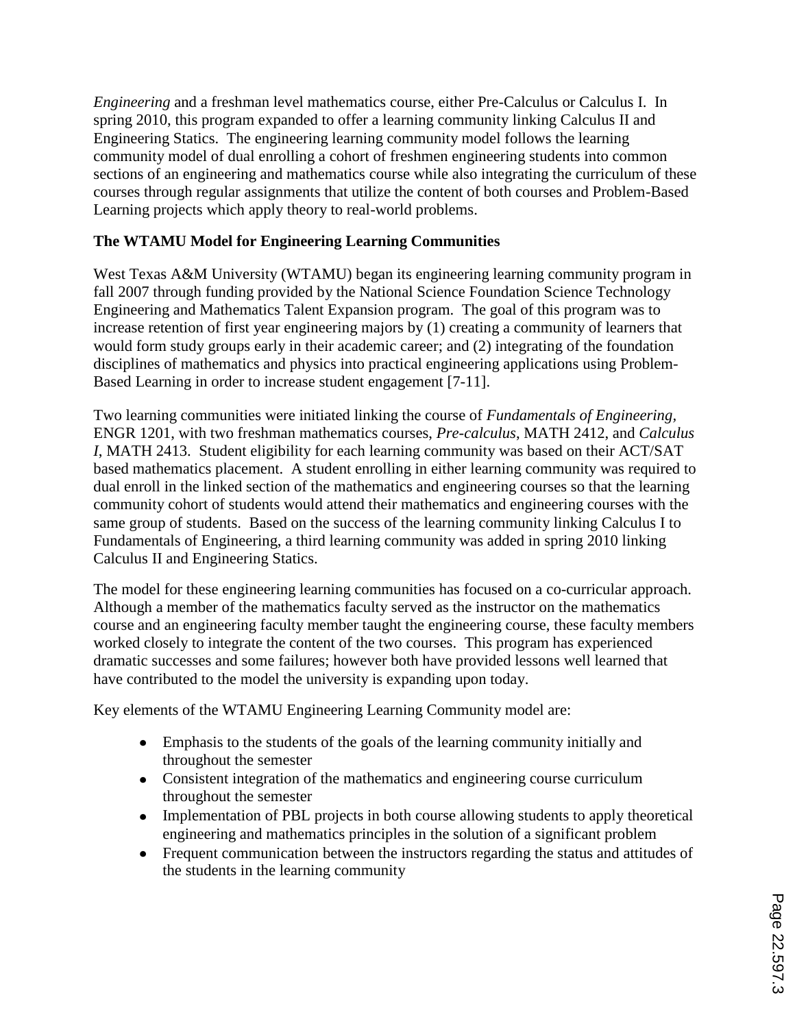*Engineering* and a freshman level mathematics course, either Pre-Calculus or Calculus I. In spring 2010, this program expanded to offer a learning community linking Calculus II and Engineering Statics. The engineering learning community model follows the learning community model of dual enrolling a cohort of freshmen engineering students into common sections of an engineering and mathematics course while also integrating the curriculum of these courses through regular assignments that utilize the content of both courses and Problem-Based Learning projects which apply theory to real-world problems.

**The WTAMU Model for Engineering Learning Communities**

West Texas A&M University (WTAMU) began its engineering learning community program in fall 2007 through funding provided by the National Science Foundation Science Technology Engineering and Mathematics Talent Expansion program. The goal of this program was to increase retention of first year engineering majors by (1) creating a community of learners that would form study groups early in their academic career; and (2) integrating of the foundation disciplines of mathematics and physics into practical engineering applications using Problem-Based Learning in order to increase student engagement [7-11].

Two learning communities were initiated linking the course of *Fundamentals of Engineering*, ENGR 1201, with two freshman mathematics courses, *Pre-calculus*, MATH 2412, and *Calculus I*, MATH 2413. Student eligibility for each learning community was based on their ACT/SAT based mathematics placement. A student enrolling in either learning community was required to dual enroll in the linked section of the mathematics and engineering courses so that the learning community cohort of students would attend their mathematics and engineering courses with the same group of students. Based on the success of the learning community linking Calculus I to Fundamentals of Engineering, a third learning community was added in spring 2010 linking Calculus II and Engineering Statics.

The model for these engineering learning communities has focused on a co-curricular approach. Although a member of the mathematics faculty served as the instructor on the mathematics course and an engineering faculty member taught the engineering course, these faculty members worked closely to integrate the content of the two courses. This program has experienced dramatic successes and some failures; however both have provided lessons well learned that have contributed to the model the university is expanding upon today.

Key elements of the WTAMU Engineering Learning Community model are:

- Emphasis to the students of the goals of the learning community initially and throughout the semester
- Consistent integration of the mathematics and engineering course curriculum throughout the semester
- Implementation of PBL projects in both course allowing students to apply theoretical engineering and mathematics principles in the solution of a significant problem
- Frequent communication between the instructors regarding the status and attitudes of the students in the learning community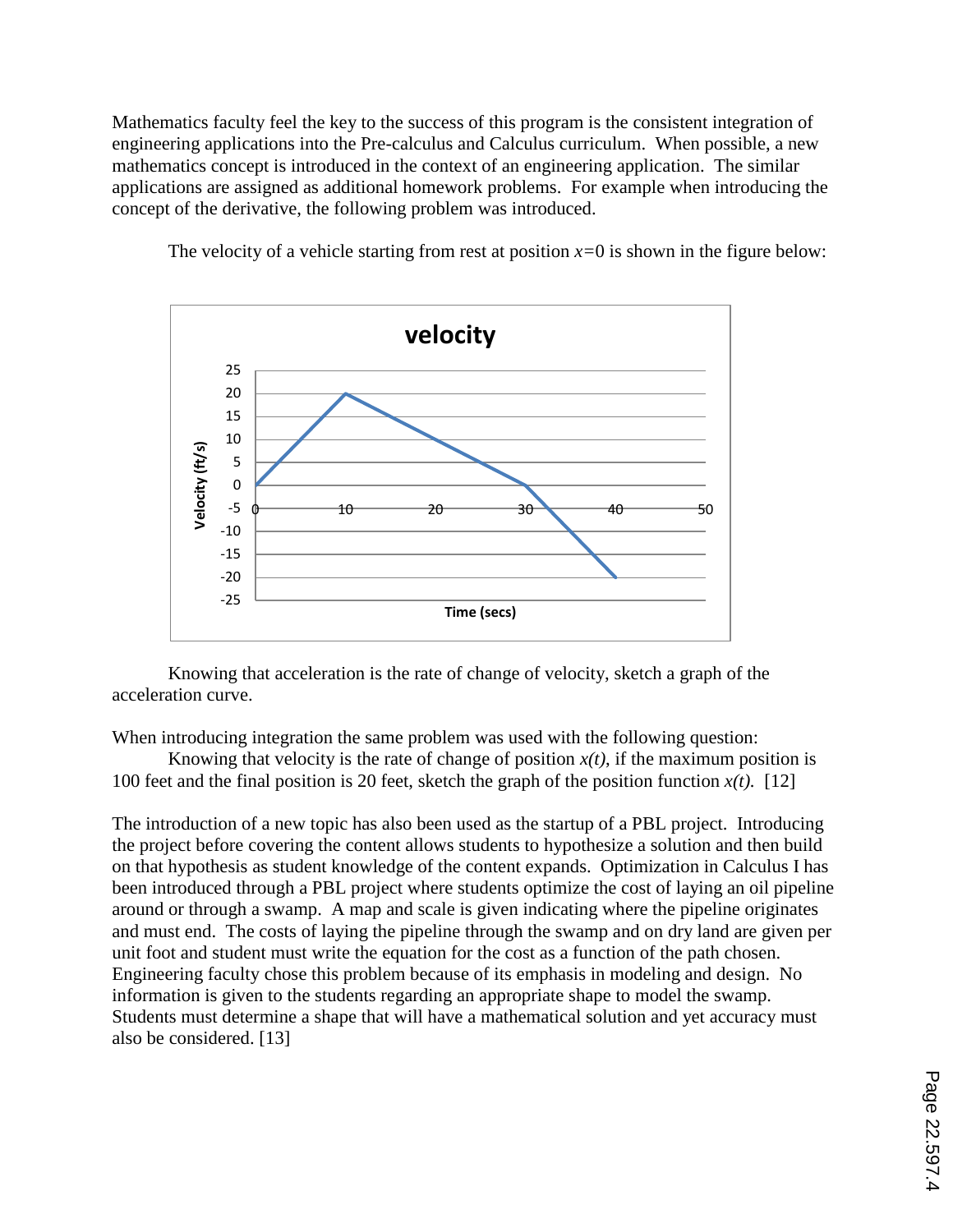Mathematics faculty feel the key to the success of this program is the consistent integration of engineering applications into the Pre-calculus and Calculus curriculum. When possible, a new mathematics concept is introduced in the context of an engineering application. The similar applications are assigned as additional homework problems. For example when introducing the concept of the derivative, the following problem was introduced.

The velocity of a vehicle starting from rest at position $x=0$ is shown in the figure below:

Knowing that acceleration is the rate of change of velocity, sketch a graph of the acceleration curve.

When introducing integration the same problem was used with the following question:

Knowing that velocity is the rate of change of position $x(t)$, if the maximum position is 100 feet and the final position is 20 feet, sketch the graph of the position function $x(t)$. [12]

The introduction of a new topic has also been used as the startup of a PBL project. Introducing the project before covering the content allows students to hypothesize a solution and then build on that hypothesis as student knowledge of the content expands. Optimization in Calculus I has been introduced through a PBL project where students optimize the cost of laying an oil pipeline around or through a swamp. A map and scale is given indicating where the pipeline originates and must end. The costs of laying the pipeline through the swamp and on dry land are given per unit foot and student must write the equation for the cost as a function of the path chosen. Engineering faculty chose this problem because of its emphasis in modeling and design. No information is given to the students regarding an appropriate shape to model the swamp. Students must determine a shape that will have a mathematical solution and yet accuracy must also be considered. [13]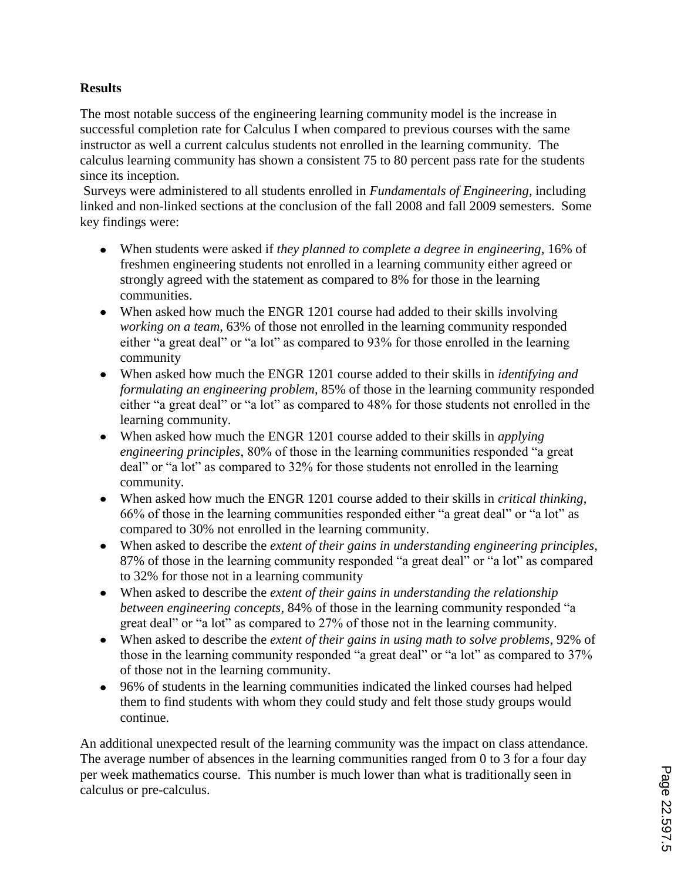**Results**

The most notable success of the engineering learning community model is the increase in successful completion rate for Calculus I when compared to previous courses with the same instructor as well a current calculus students not enrolled in the learning community. The calculus learning community has shown a consistent 75 to 80 percent pass rate for the students since its inception.

Surveys were administered to all students enrolled in *Fundamentals of Engineering*, including linked and non-linked sections at the conclusion of the fall 2008 and fall 2009 semesters. Some key findings were:

- When students were asked if *they planned to complete a degree in engineering*, 16% of freshmen engineering students not enrolled in a learning community either agreed or strongly agreed with the statement as compared to 8% for those in the learning communities.
- When asked how much the ENGR 1201 course had added to their skills involving *working on a team*, 63% of those not enrolled in the learning community responded either "a great deal" or "a lot" as compared to 93% for those enrolled in the learning community
- When asked how much the ENGR 1201 course added to their skills in *identifying and formulating an engineering problem*, 85% of those in the learning community responded either "a great deal" or "a lot" as compared to 48% for those students not enrolled in the learning community.
- When asked how much the ENGR 1201 course added to their skills in *applying engineering principles*, 80% of those in the learning communities responded "a great deal" or "a lot" as compared to 32% for those students not enrolled in the learning community.
- When asked how much the ENGR 1201 course added to their skills in *critical thinking*, 66% of those in the learning communities responded either "a great deal" or "a lot" as compared to 30% not enrolled in the learning community.
- When asked to describe the *extent of their gains in understanding engineering principles*, 87% of those in the learning community responded "a great deal" or "a lot" as compared to 32% for those not in a learning community
- When asked to describe the *extent of their gains in understanding the relationship between engineering concepts*, 84% of those in the learning community responded "a great deal" or "a lot" as compared to 27% of those not in the learning community.
- When asked to describe the *extent of their gains in using math to solve problems*, 92% of those in the learning community responded "a great deal" or "a lot" as compared to 37% of those not in the learning community.
- 96% of students in the learning communities indicated the linked courses had helped them to find students with whom they could study and felt those study groups would continue.

An additional unexpected result of the learning community was the impact on class attendance. The average number of absences in the learning communities ranged from 0 to 3 for a four day per week mathematics course. This number is much lower than what is traditionally seen in calculus or pre-calculus.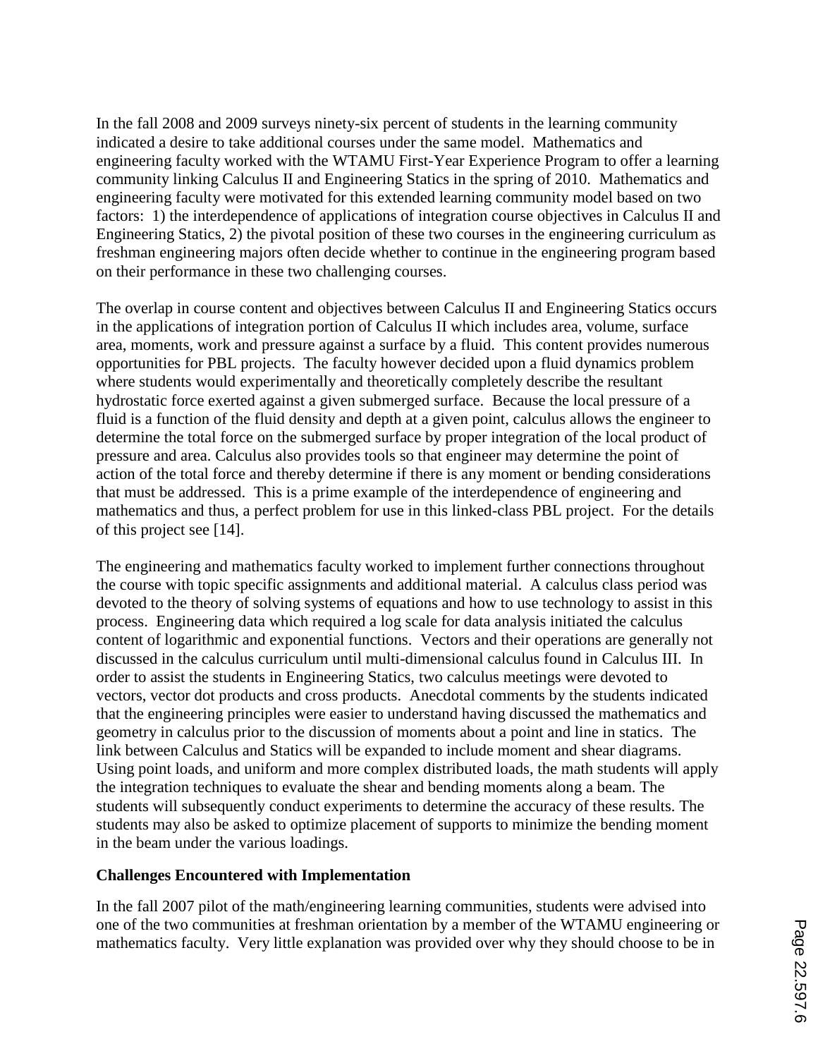In the fall 2008 and 2009 surveys ninety-six percent of students in the learning community indicated a desire to take additional courses under the same model. Mathematics and engineering faculty worked with the WTAMU First-Year Experience Program to offer a learning community linking Calculus II and Engineering Statics in the spring of 2010. Mathematics and engineering faculty were motivated for this extended learning community model based on two factors: 1) the interdependence of applications of integration course objectives in Calculus II and Engineering Statics, 2) the pivotal position of these two courses in the engineering curriculum as freshman engineering majors often decide whether to continue in the engineering program based on their performance in these two challenging courses.

The overlap in course content and objectives between Calculus II and Engineering Statics occurs in the applications of integration portion of Calculus II which includes area, volume, surface area, moments, work and pressure against a surface by a fluid. This content provides numerous opportunities for PBL projects. The faculty however decided upon a fluid dynamics problem where students would experimentally and theoretically completely describe the resultant hydrostatic force exerted against a given submerged surface. Because the local pressure of a fluid is a function of the fluid density and depth at a given point, calculus allows the engineer to determine the total force on the submerged surface by proper integration of the local product of pressure and area. Calculus also provides tools so that engineer may determine the point of action of the total force and thereby determine if there is any moment or bending considerations that must be addressed. This is a prime example of the interdependence of engineering and mathematics and thus, a perfect problem for use in this linked-class PBL project. For the details of this project see [14].

The engineering and mathematics faculty worked to implement further connections throughout the course with topic specific assignments and additional material. A calculus class period was devoted to the theory of solving systems of equations and how to use technology to assist in this process. Engineering data which required a log scale for data analysis initiated the calculus content of logarithmic and exponential functions. Vectors and their operations are generally not discussed in the calculus curriculum until multi-dimensional calculus found in Calculus III. In order to assist the students in Engineering Statics, two calculus meetings were devoted to vectors, vector dot products and cross products. Anecdotal comments by the students indicated that the engineering principles were easier to understand having discussed the mathematics and geometry in calculus prior to the discussion of moments about a point and line in statics. The link between Calculus and Statics will be expanded to include moment and shear diagrams. Using point loads, and uniform and more complex distributed loads, the math students will apply the integration techniques to evaluate the shear and bending moments along a beam. The students will subsequently conduct experiments to determine the accuracy of these results. The students may also be asked to optimize placement of supports to minimize the bending moment in the beam under the various loadings.

**Challenges Encountered with Implementation**

In the fall 2007 pilot of the math/engineering learning communities, students were advised into one of the two communities at freshman orientation by a member of the WTAMU engineering or mathematics faculty. Very little explanation was provided over why they should choose to be in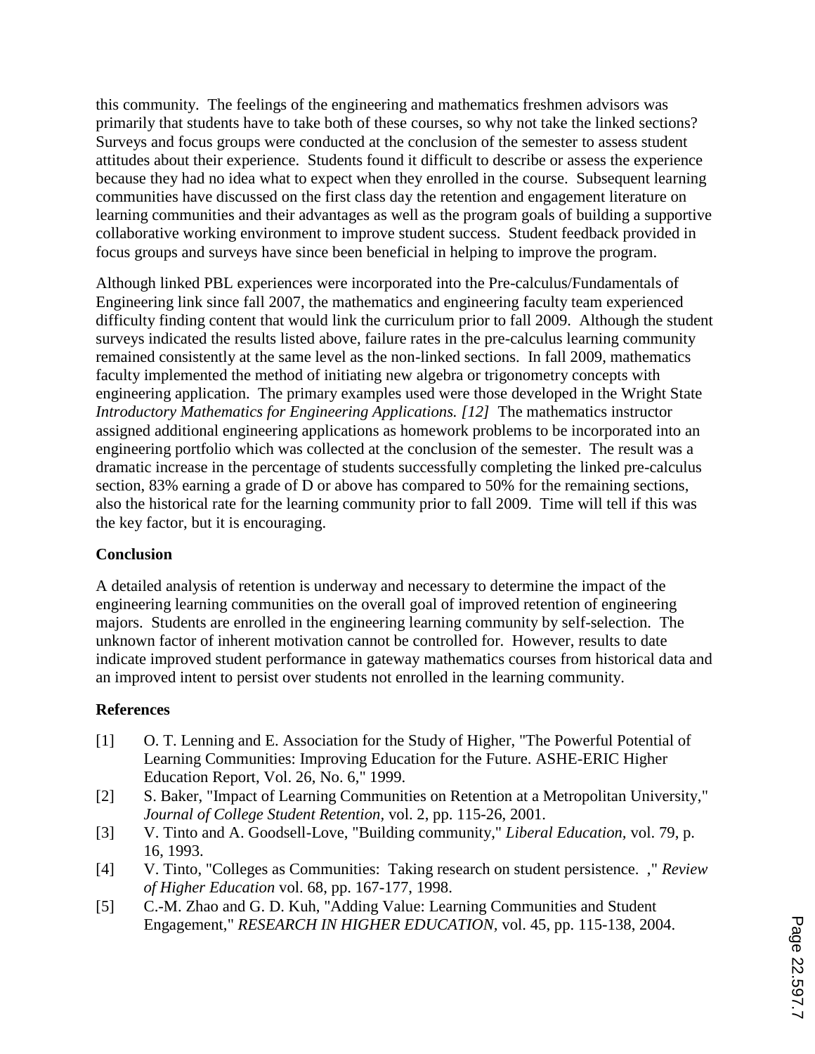this community. The feelings of the engineering and mathematics freshmen advisors was primarily that students have to take both of these courses, so why not take the linked sections? Surveys and focus groups were conducted at the conclusion of the semester to assess student attitudes about their experience. Students found it difficult to describe or assess the experience because they had no idea what to expect when they enrolled in the course. Subsequent learning communities have discussed on the first class day the retention and engagement literature on learning communities and their advantages as well as the program goals of building a supportive collaborative working environment to improve student success. Student feedback provided in focus groups and surveys have since been beneficial in helping to improve the program.

Although linked PBL experiences were incorporated into the Pre-calculus/Fundamentals of Engineering link since fall 2007, the mathematics and engineering faculty team experienced difficulty finding content that would link the curriculum prior to fall 2009. Although the student surveys indicated the results listed above, failure rates in the pre-calculus learning community remained consistently at the same level as the non-linked sections. In fall 2009, mathematics faculty implemented the method of initiating new algebra or trigonometry concepts with engineering application. The primary examples used were those developed in the Wright State *Introductory Mathematics for Engineering Applications. [12]* The mathematics instructor assigned additional engineering applications as homework problems to be incorporated into an engineering portfolio which was collected at the conclusion of the semester. The result was a dramatic increase in the percentage of students successfully completing the linked pre-calculus section, 83% earning a grade of D or above has compared to 50% for the remaining sections, also the historical rate for the learning community prior to fall 2009. Time will tell if this was the key factor, but it is encouraging.

## Conclusion

A detailed analysis of retention is underway and necessary to determine the impact of the engineering learning communities on the overall goal of improved retention of engineering majors. Students are enrolled in the engineering learning community by self-selection. The unknown factor of inherent motivation cannot be controlled for. However, results to date indicate improved student performance in gateway mathematics courses from historical data and an improved intent to persist over students not enrolled in the learning community.

## References

[1] O. T. Lenning and E. Association for the Study of Higher, "The Powerful Potential of Learning Communities: Improving Education for the Future. ASHE-ERIC Higher Education Report, Vol. 26, No. 6," 1999.

[2] S. Baker, "Impact of Learning Communities on Retention at a Metropolitan University," *Journal of College Student Retention,* vol. 2, pp. 115-26, 2001.

[3] V. Tinto and A. Goodsell-Love, "Building community," *Liberal Education,* vol. 79, p. 16, 1993.

[4] V. Tinto, "Colleges as Communities: Taking research on student persistence. ," *Review of Higher Education* vol. 68, pp. 167-177, 1998.

[5] C.-M. Zhao and G. D. Kuh, "Adding Value: Learning Communities and Student Engagement," *RESEARCH IN HIGHER EDUCATION,* vol. 45, pp. 115-138, 2004.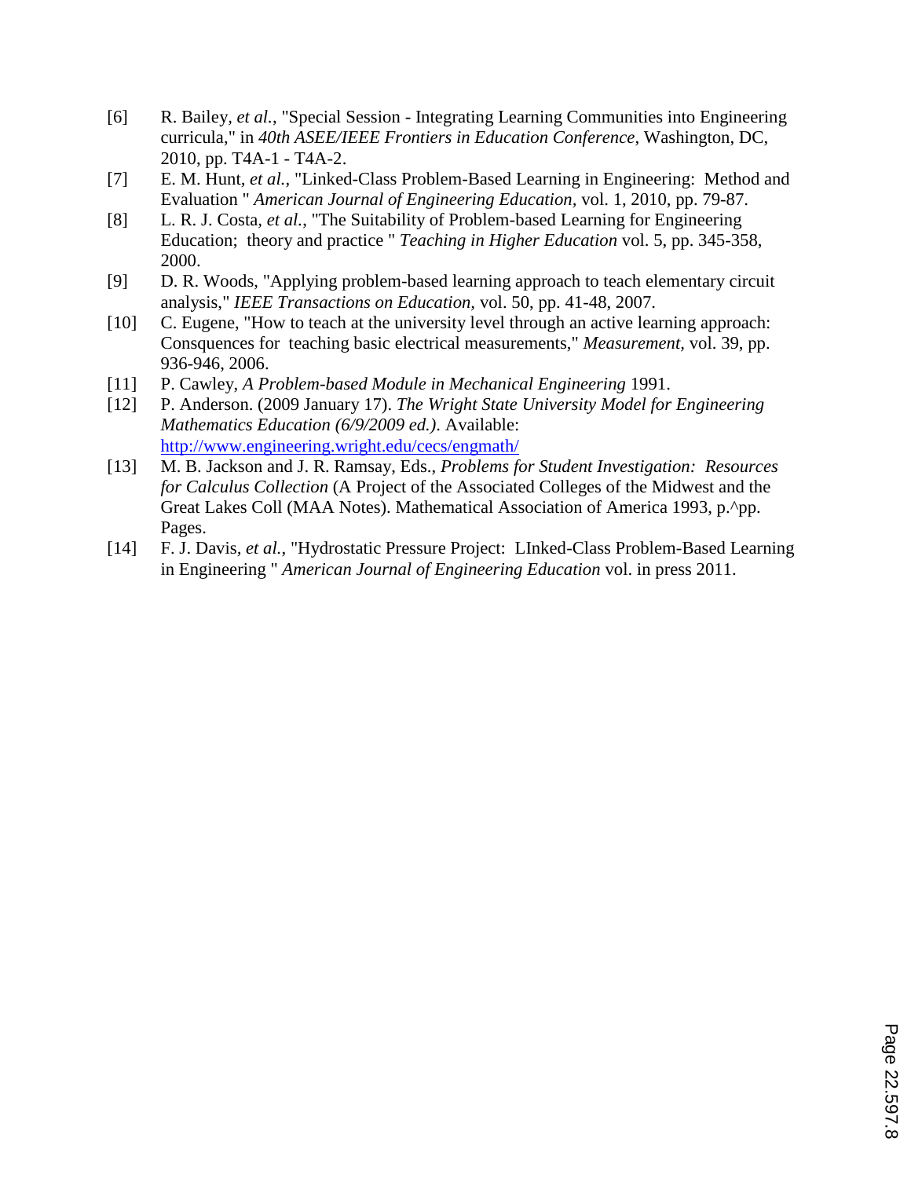[6] R. Bailey, *et al.*, "Special Session - Integrating Learning Communities into Engineering curricula," in *40th ASEE/IEEE Frontiers in Education Conference*, Washington, DC, 2010, pp. T4A-1 - T4A-2.

[7] E. M. Hunt, *et al.*, "Linked-Class Problem-Based Learning in Engineering: Method and Evaluation " *American Journal of Engineering Education*, vol. 1, 2010, pp. 79-87.

[8] L. R. J. Costa, *et al.*, "The Suitability of Problem-based Learning for Engineering Education; theory and practice " *Teaching in Higher Education* vol. 5, pp. 345-358, 2000.

[9] D. R. Woods, "Applying problem-based learning approach to teach elementary circuit analysis," *IEEE Transactions on Education*, vol. 50, pp. 41-48, 2007.

[10] C. Eugene, "How to teach at the university level through an active learning approach: Consquences for teaching basic electrical measurements," *Measurement*, vol. 39, pp. 936-946, 2006.

[11] P. Cawley, *A Problem-based Module in Mechanical Engineering* 1991.

[12] P. Anderson. (2009 January 17). *The Wright State University Model for Engineering Mathematics Education (6/9/2009 ed.)*. Available: http://www.engineering.wright.edu/cecs/engmath/

[13] M. B. Jackson and J. R. Ramsay, Eds., *Problems for Student Investigation: Resources for Calculus Collection* (A Project of the Associated Colleges of the Midwest and the Great Lakes Coll (MAA Notes). Mathematical Association of America 1993, p.^pp. Pages.

[14] F. J. Davis, *et al.*, "Hydrostatic Pressure Project: LInked-Class Problem-Based Learning in Engineering " *American Journal of Engineering Education* vol. in press 2011.